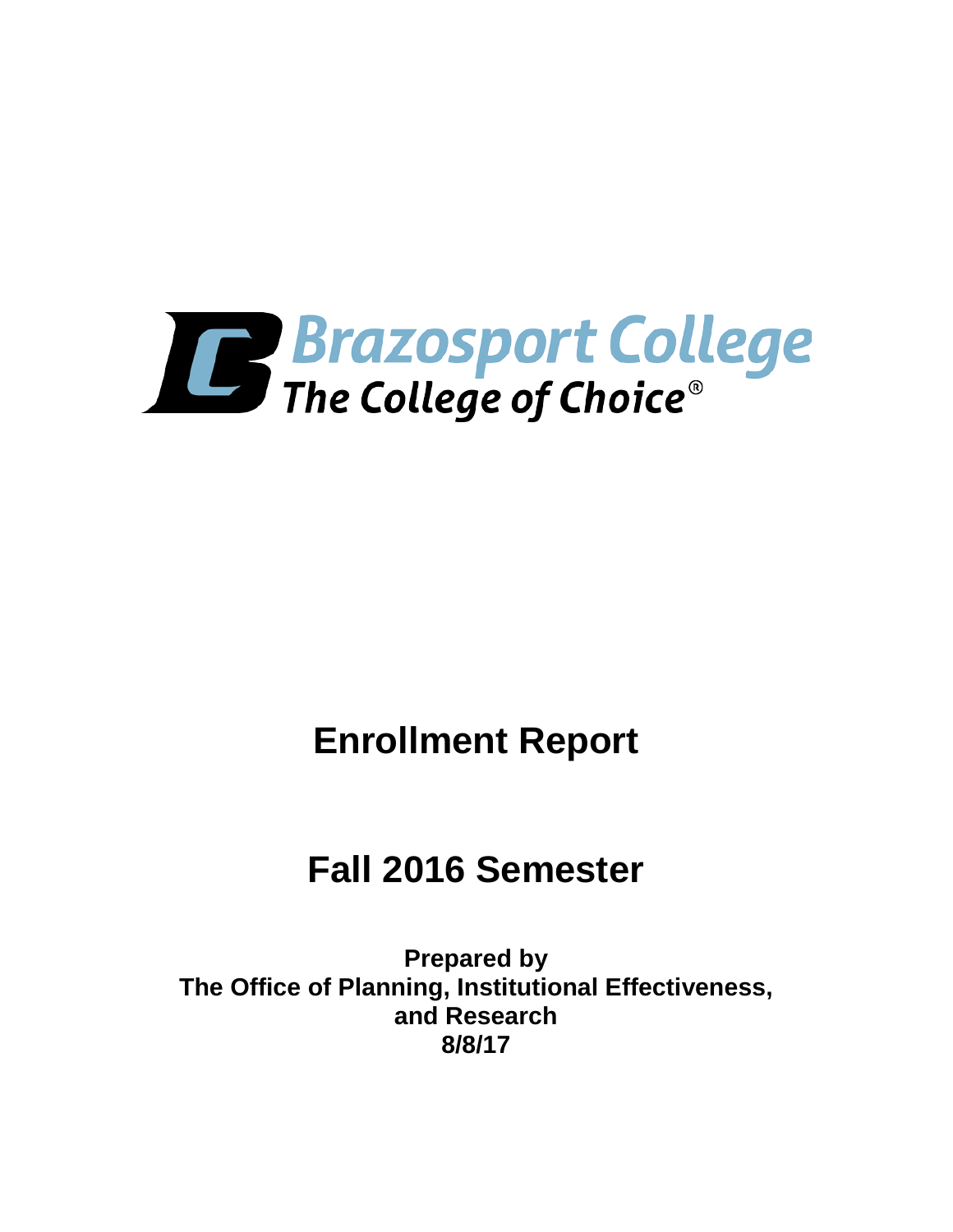Brazosport College
The College of Choice®

# Enrollment Report

# Fall 2016 Semester

**Prepared by**
**The Office of Planning, Institutional Effectiveness, and Research**
**8/8/17**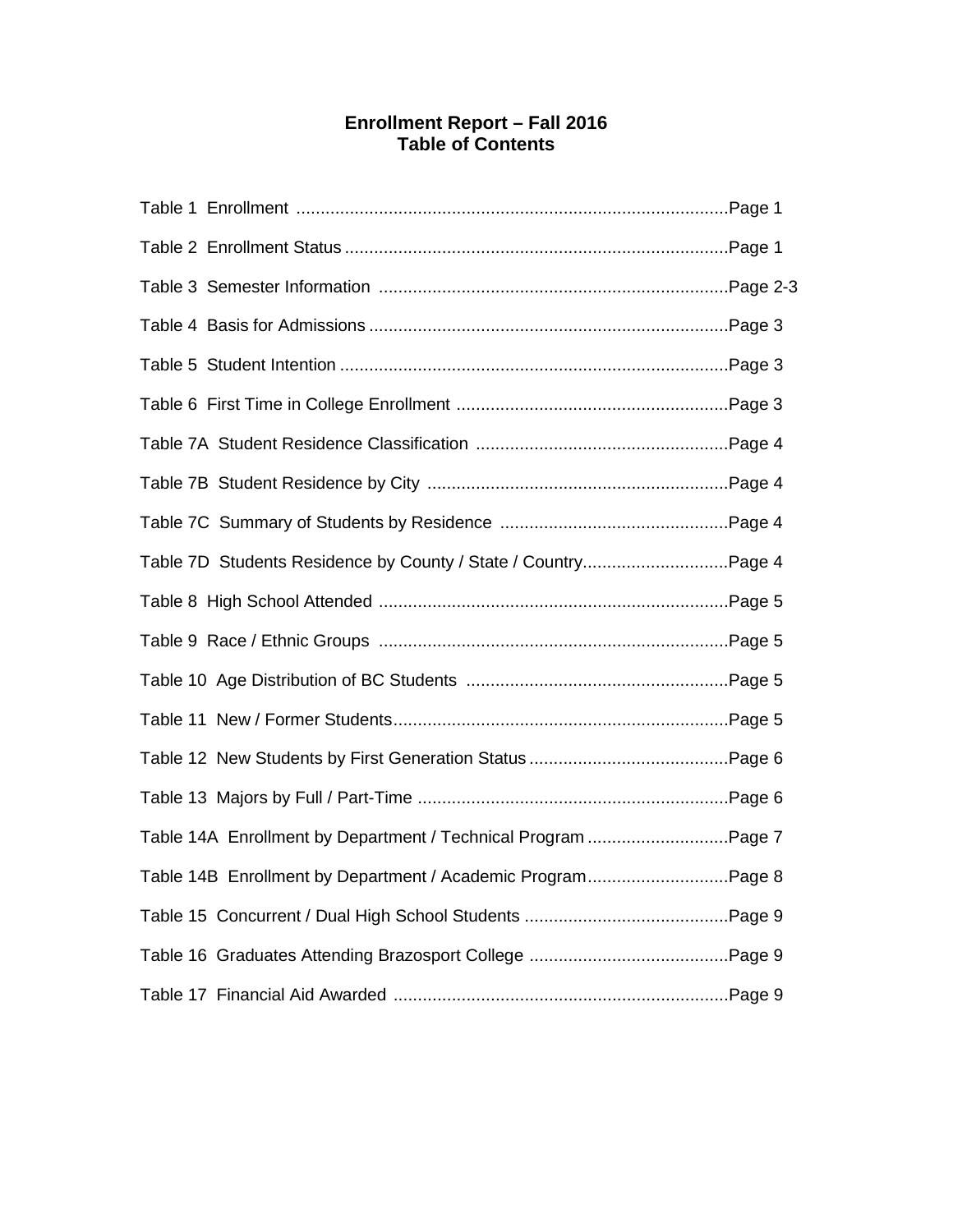# Enrollment Report – Fall 2016
## Table of Contents

Table 1 Enrollment ........................................................................................Page 1

Table 2 Enrollment Status ..............................................................................Page 1

Table 3 Semester Information .......................................................................Page 2-3

Table 4 Basis for Admissions .........................................................................Page 3

Table 5 Student Intention ...............................................................................Page 3

Table 6 First Time in College Enrollment .......................................................Page 3

Table 7A Student Residence Classification ...................................................Page 4

Table 7B Student Residence by City .............................................................Page 4

Table 7C Summary of Students by Residence ..............................................Page 4

Table 7D Students Residence by County / State / Country.............................Page 4

Table 8 High School Attended .......................................................................Page 5

Table 9 Race / Ethnic Groups .......................................................................Page 5

Table 10 Age Distribution of BC Students .....................................................Page 5

Table 11 New / Former Students....................................................................Page 5

Table 12 New Students by First Generation Status .........................................Page 6

Table 13 Majors by Full / Part-Time ...............................................................Page 6

Table 14A Enrollment by Department / Technical Program ............................Page 7

Table 14B Enrollment by Department / Academic Program.............................Page 8

Table 15 Concurrent / Dual High School Students .........................................Page 9

Table 16 Graduates Attending Brazosport College .........................................Page 9

Table 17 Financial Aid Awarded ....................................................................Page 9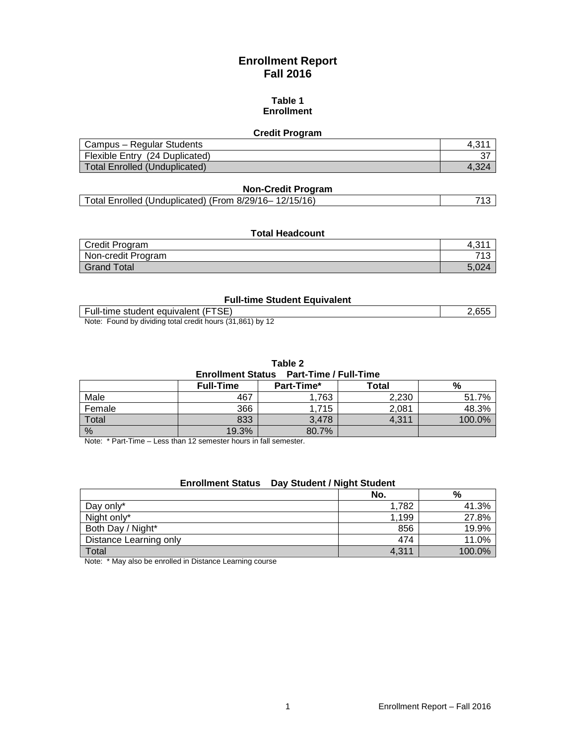# Enrollment Report
# Fall 2016

## Table 1
## Enrollment

### Credit Program

| | |
|---|---|
| Campus – Regular Students | 4,311 |
| Flexible Entry (24 Duplicated) | 37 |
| Total Enrolled (Unduplicated) | 4,324 |

### Non-Credit Program

| | |
|---|---|
| Total Enrolled (Unduplicated) (From 8/29/16– 12/15/16) | 713 |

### Total Headcount

| | |
|---|---|
| Credit Program | 4,311 |
| Non-credit Program | 713 |
| Grand Total | 5,024 |

### Full-time Student Equivalent

| | |
|---|---|
| Full-time student equivalent (FTSE) | 2,655 |

Note: Found by dividing total credit hours (31,861) by 12

## Table 2
### Enrollment Status Part-Time / Full-Time

| | Full-Time | Part-Time* | Total | % |
|---|---|---|---|---|
| Male | 467 | 1,763 | 2,230 | 51.7% |
| Female | 366 | 1,715 | 2,081 | 48.3% |
| Total | 833 | 3,478 | 4,311 | 100.0% |
| % | 19.3% | 80.7% | | |

Note: * Part-Time – Less than 12 semester hours in fall semester.

### Enrollment Status Day Student / Night Student

| | No. | % |
|---|---|---|
| Day only* | 1,782 | 41.3% |
| Night only* | 1,199 | 27.8% |
| Both Day / Night* | 856 | 19.9% |
| Distance Learning only | 474 | 11.0% |
| Total | 4,311 | 100.0% |

Note: * May also be enrolled in Distance Learning course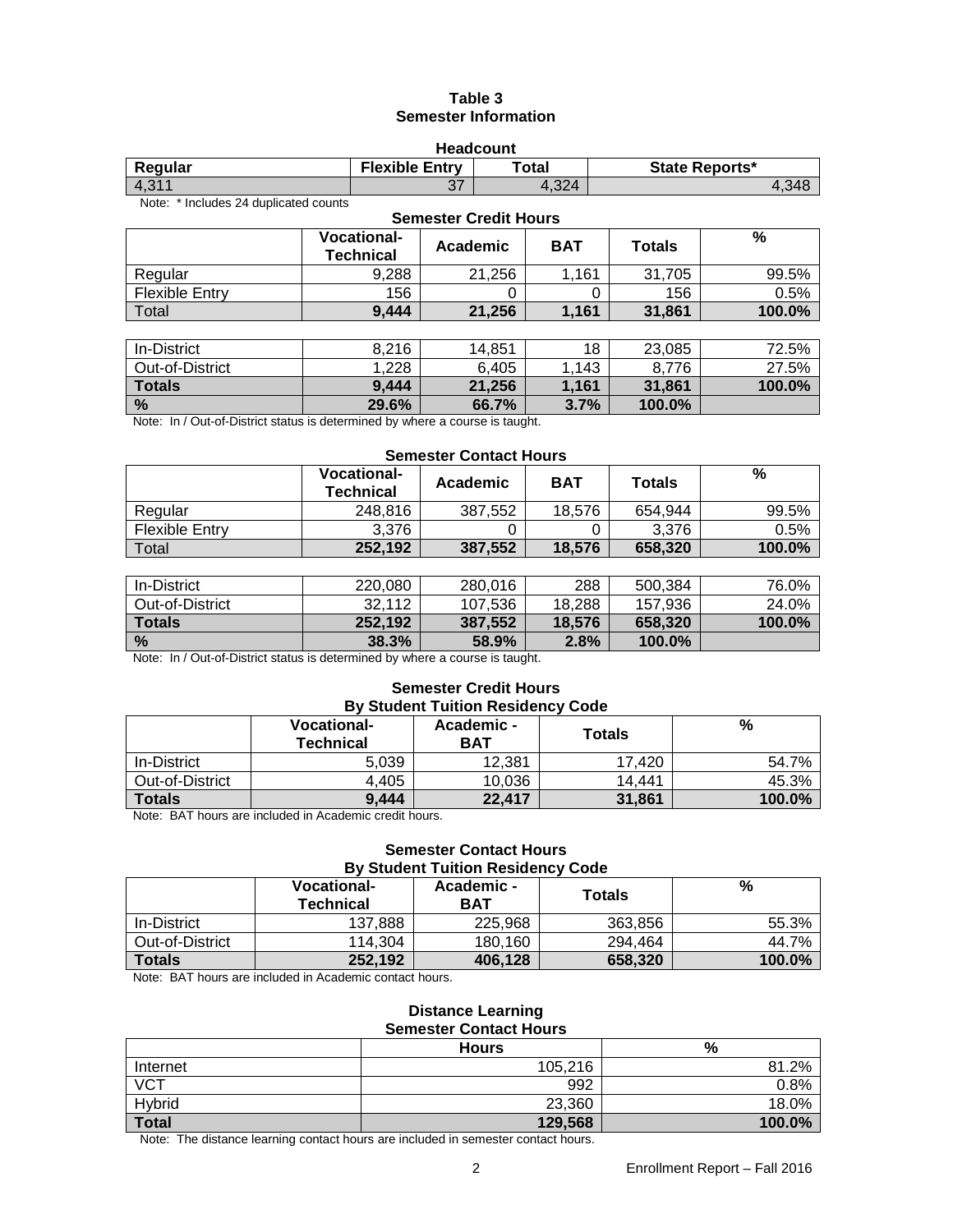# Table 3
## Semester Information

### Headcount

| Regular | Flexible Entry | Total | State Reports* |
|---|---|---|---|
| 4,311 | 37 | 4,324 | 4,348 |

Note: * Includes 24 duplicated counts

### Semester Credit Hours

| | Vocational-Technical | Academic | BAT | Totals | % |
|---|---|---|---|---|---|
| Regular | 9,288 | 21,256 | 1,161 | 31,705 | 99.5% |
| Flexible Entry | 156 | 0 | 0 | 156 | 0.5% |
| Total | **9,444** | **21,256** | **1,161** | **31,861** | **100.0%** |

| | Vocational-Technical | Academic | BAT | Totals | % |
|---|---|---|---|---|---|
| In-District | 8,216 | 14,851 | 18 | 23,085 | 72.5% |
| Out-of-District | 1,228 | 6,405 | 1,143 | 8,776 | 27.5% |
| **Totals** | **9,444** | **21,256** | **1,161** | **31,861** | **100.0%** |
| **%** | **29.6%** | **66.7%** | **3.7%** | **100.0%** | |

Note: In / Out-of-District status is determined by where a course is taught.

### Semester Contact Hours

| | Vocational-Technical | Academic | BAT | Totals | % |
|---|---|---|---|---|---|
| Regular | 248,816 | 387,552 | 18,576 | 654,944 | 99.5% |
| Flexible Entry | 3,376 | 0 | 0 | 3,376 | 0.5% |
| Total | **252,192** | **387,552** | **18,576** | **658,320** | **100.0%** |

| | Vocational-Technical | Academic | BAT | Totals | % |
|---|---|---|---|---|---|
| In-District | 220,080 | 280,016 | 288 | 500,384 | 76.0% |
| Out-of-District | 32,112 | 107,536 | 18,288 | 157,936 | 24.0% |
| **Totals** | **252,192** | **387,552** | **18,576** | **658,320** | **100.0%** |
| **%** | **38.3%** | **58.9%** | **2.8%** | **100.0%** | |

Note: In / Out-of-District status is determined by where a course is taught.

### Semester Credit Hours
### By Student Tuition Residency Code

| | Vocational-Technical | Academic - BAT | Totals | % |
|---|---|---|---|---|
| In-District | 5,039 | 12,381 | 17,420 | 54.7% |
| Out-of-District | 4,405 | 10,036 | 14,441 | 45.3% |
| **Totals** | **9,444** | **22,417** | **31,861** | **100.0%** |

Note: BAT hours are included in Academic credit hours.

### Semester Contact Hours
### By Student Tuition Residency Code

| | Vocational-Technical | Academic - BAT | Totals | % |
|---|---|---|---|---|
| In-District | 137,888 | 225,968 | 363,856 | 55.3% |
| Out-of-District | 114,304 | 180,160 | 294,464 | 44.7% |
| **Totals** | **252,192** | **406,128** | **658,320** | **100.0%** |

Note: BAT hours are included in Academic contact hours.

### Distance Learning
### Semester Contact Hours

| | Hours | % |
|---|---|---|
| Internet | 105,216 | 81.2% |
| VCT | 992 | 0.8% |
| Hybrid | 23,360 | 18.0% |
| **Total** | **129,568** | **100.0%** |

Note: The distance learning contact hours are included in semester contact hours.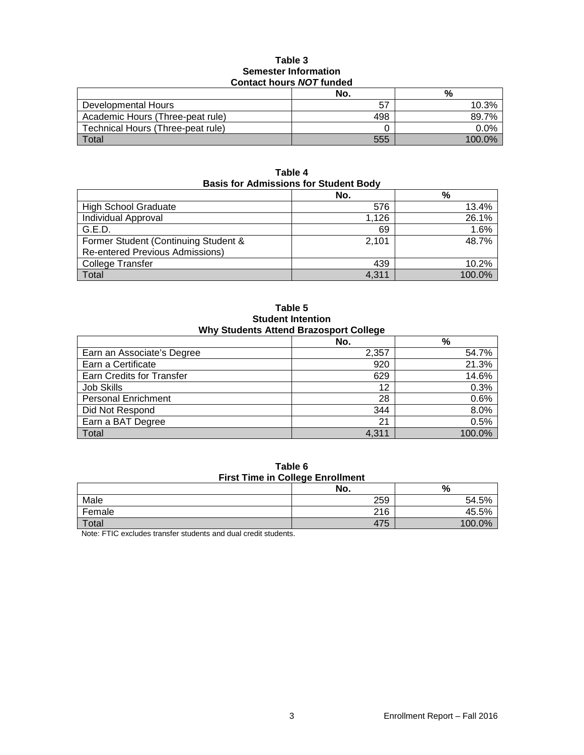**Table 3**
**Semester Information**
**Contact hours *NOT* funded**

| | No. | % |
|---|---|---|
| Developmental Hours | 57 | 10.3% |
| Academic Hours (Three-peat rule) | 498 | 89.7% |
| Technical Hours (Three-peat rule) | 0 | 0.0% |
| Total | 555 | 100.0% |

**Table 4**
**Basis for Admissions for Student Body**

| | No. | % |
|---|---|---|
| High School Graduate | 576 | 13.4% |
| Individual Approval | 1,126 | 26.1% |
| G.E.D. | 69 | 1.6% |
| Former Student (Continuing Student & Re-entered Previous Admissions) | 2,101 | 48.7% |
| College Transfer | 439 | 10.2% |
| Total | 4,311 | 100.0% |

**Table 5**
**Student Intention**
**Why Students Attend Brazosport College**

| | No. | % |
|---|---|---|
| Earn an Associate's Degree | 2,357 | 54.7% |
| Earn a Certificate | 920 | 21.3% |
| Earn Credits for Transfer | 629 | 14.6% |
| Job Skills | 12 | 0.3% |
| Personal Enrichment | 28 | 0.6% |
| Did Not Respond | 344 | 8.0% |
| Earn a BAT Degree | 21 | 0.5% |
| Total | 4,311 | 100.0% |

**Table 6**
**First Time in College Enrollment**

| | No. | % |
|---|---|---|
| Male | 259 | 54.5% |
| Female | 216 | 45.5% |
| Total | 475 | 100.0% |

Note: FTIC excludes transfer students and dual credit students.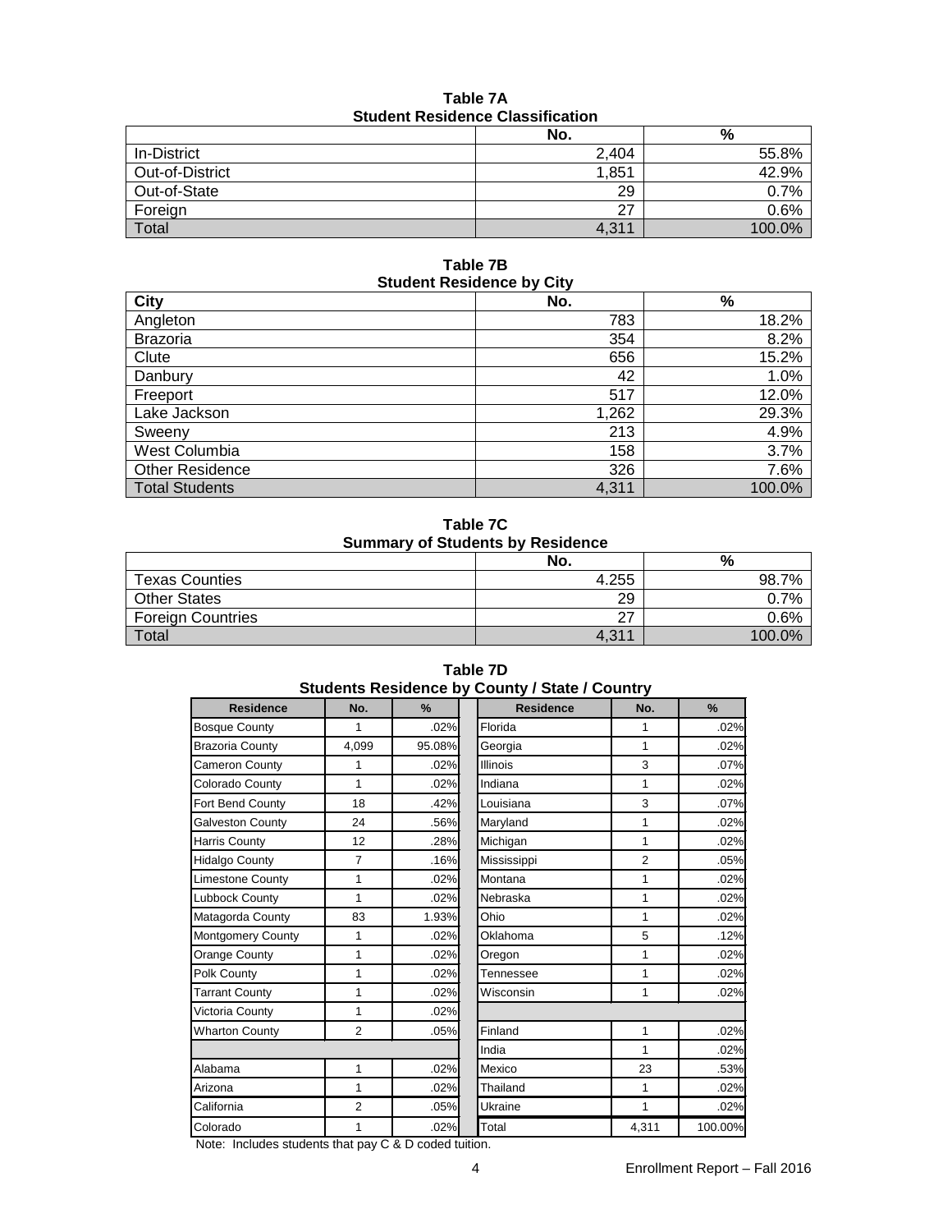**Table 7A**
**Student Residence Classification**

| | No. | % |
|---|---|---|
| In-District | 2,404 | 55.8% |
| Out-of-District | 1,851 | 42.9% |
| Out-of-State | 29 | 0.7% |
| Foreign | 27 | 0.6% |
| Total | 4,311 | 100.0% |

**Table 7B**
**Student Residence by City**

| City | No. | % |
|---|---|---|
| Angleton | 783 | 18.2% |
| Brazoria | 354 | 8.2% |
| Clute | 656 | 15.2% |
| Danbury | 42 | 1.0% |
| Freeport | 517 | 12.0% |
| Lake Jackson | 1,262 | 29.3% |
| Sweeny | 213 | 4.9% |
| West Columbia | 158 | 3.7% |
| Other Residence | 326 | 7.6% |
| Total Students | 4,311 | 100.0% |

**Table 7C**
**Summary of Students by Residence**

| | No. | % |
|---|---|---|
| Texas Counties | 4.255 | 98.7% |
| Other States | 29 | 0.7% |
| Foreign Countries | 27 | 0.6% |
| Total | 4,311 | 100.0% |

**Table 7D**
**Students Residence by County / State / Country**

| Residence | No. | % | Residence | No. | % |
|---|---|---|---|---|---|
| Bosque County | 1 | .02% | Florida | 1 | .02% |
| Brazoria County | 4,099 | 95.08% | Georgia | 1 | .02% |
| Cameron County | 1 | .02% | Illinois | 3 | .07% |
| Colorado County | 1 | .02% | Indiana | 1 | .02% |
| Fort Bend County | 18 | .42% | Louisiana | 3 | .07% |
| Galveston County | 24 | .56% | Maryland | 1 | .02% |
| Harris County | 12 | .28% | Michigan | 1 | .02% |
| Hidalgo County | 7 | .16% | Mississippi | 2 | .05% |
| Limestone County | 1 | .02% | Montana | 1 | .02% |
| Lubbock County | 1 | .02% | Nebraska | 1 | .02% |
| Matagorda County | 83 | 1.93% | Ohio | 1 | .02% |
| Montgomery County | 1 | .02% | Oklahoma | 5 | .12% |
| Orange County | 1 | .02% | Oregon | 1 | .02% |
| Polk County | 1 | .02% | Tennessee | 1 | .02% |
| Tarrant County | 1 | .02% | Wisconsin | 1 | .02% |
| Victoria County | 1 | .02% | | | |
| Wharton County | 2 | .05% | Finland | 1 | .02% |
| | | | India | 1 | .02% |
| Alabama | 1 | .02% | Mexico | 23 | .53% |
| Arizona | 1 | .02% | Thailand | 1 | .02% |
| California | 2 | .05% | Ukraine | 1 | .02% |
| Colorado | 1 | .02% | Total | 4,311 | 100.00% |

Note: Includes students that pay C & D coded tuition.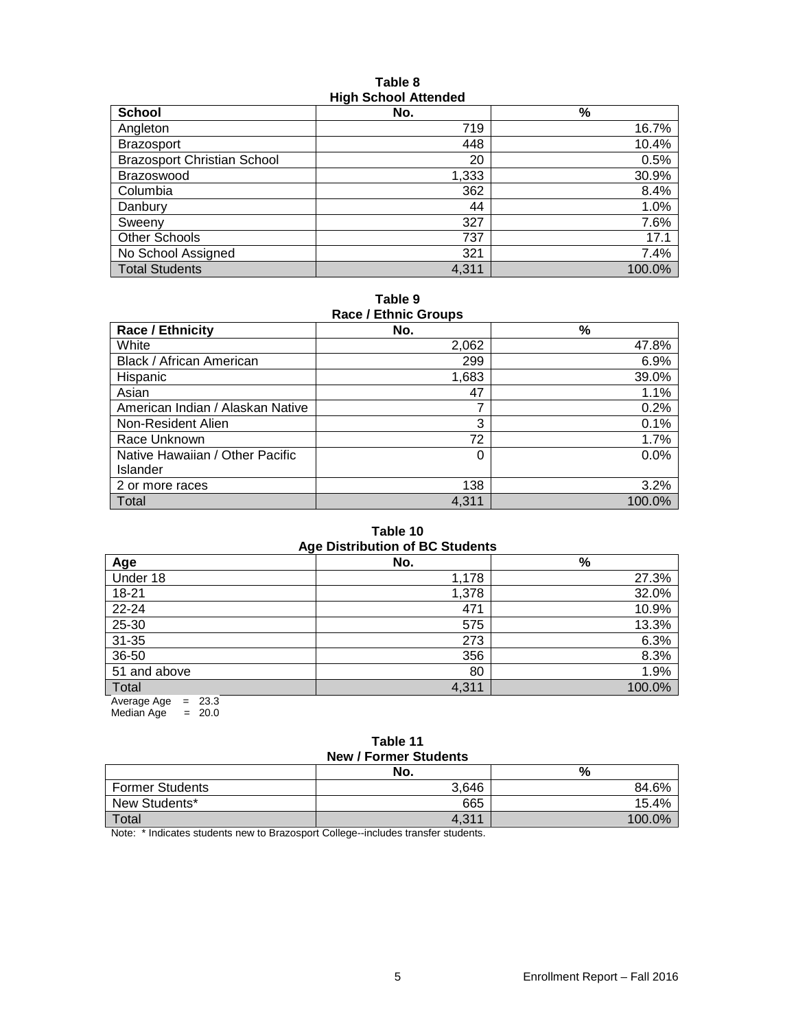**Table 8**
**High School Attended**

| School | No. | % |
|---|---|---|
| Angleton | 719 | 16.7% |
| Brazosport | 448 | 10.4% |
| Brazosport Christian School | 20 | 0.5% |
| Brazoswood | 1,333 | 30.9% |
| Columbia | 362 | 8.4% |
| Danbury | 44 | 1.0% |
| Sweeny | 327 | 7.6% |
| Other Schools | 737 | 17.1 |
| No School Assigned | 321 | 7.4% |
| Total Students | 4,311 | 100.0% |

**Table 9**
**Race / Ethnic Groups**

| Race / Ethnicity | No. | % |
|---|---|---|
| White | 2,062 | 47.8% |
| Black / African American | 299 | 6.9% |
| Hispanic | 1,683 | 39.0% |
| Asian | 47 | 1.1% |
| American Indian / Alaskan Native | 7 | 0.2% |
| Non-Resident Alien | 3 | 0.1% |
| Race Unknown | 72 | 1.7% |
| Native Hawaiian / Other Pacific Islander | 0 | 0.0% |
| 2 or more races | 138 | 3.2% |
| Total | 4,311 | 100.0% |

**Table 10**
**Age Distribution of BC Students**

| Age | No. | % |
|---|---|---|
| Under 18 | 1,178 | 27.3% |
| 18-21 | 1,378 | 32.0% |
| 22-24 | 471 | 10.9% |
| 25-30 | 575 | 13.3% |
| 31-35 | 273 | 6.3% |
| 36-50 | 356 | 8.3% |
| 51 and above | 80 | 1.9% |
| Total | 4,311 | 100.0% |

Average Age = 23.3
Median Age = 20.0

**Table 11**
**New / Former Students**

| | No. | % |
|---|---|---|
| Former Students | 3,646 | 84.6% |
| New Students* | 665 | 15.4% |
| Total | 4,311 | 100.0% |

Note: * Indicates students new to Brazosport College--includes transfer students.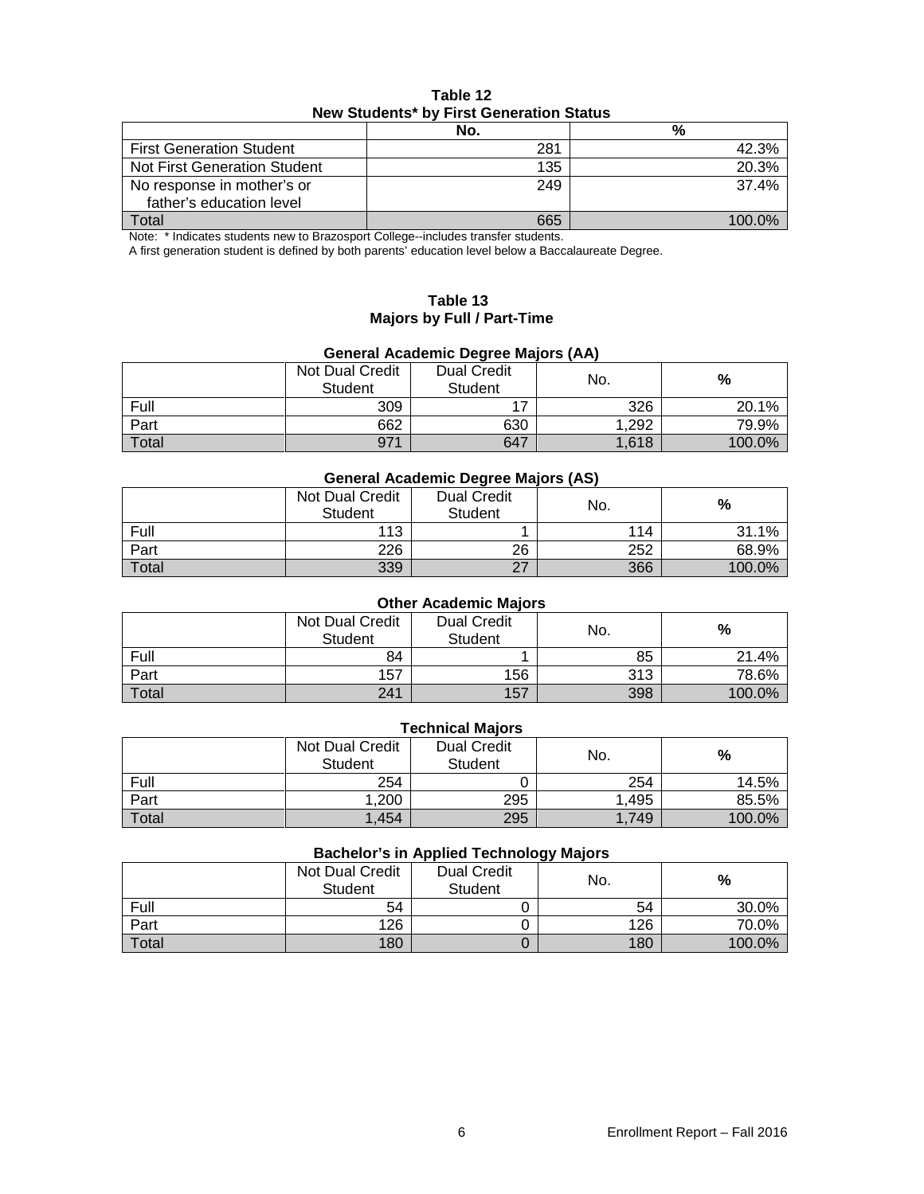**Table 12**
**New Students* by First Generation Status**

| | No. | % |
|---|---|---|
| First Generation Student | 281 | 42.3% |
| Not First Generation Student | 135 | 20.3% |
| No response in mother's or father's education level | 249 | 37.4% |
| Total | 665 | 100.0% |

Note: * Indicates students new to Brazosport College--includes transfer students.
A first generation student is defined by both parents' education level below a Baccalaureate Degree.

**Table 13**
**Majors by Full / Part-Time**

**General Academic Degree Majors (AA)**

| | Not Dual Credit Student | Dual Credit Student | No. | % |
|---|---|---|---|---|
| Full | 309 | 17 | 326 | 20.1% |
| Part | 662 | 630 | 1,292 | 79.9% |
| Total | 971 | 647 | 1,618 | 100.0% |

**General Academic Degree Majors (AS)**

| | Not Dual Credit Student | Dual Credit Student | No. | % |
|---|---|---|---|---|
| Full | 113 | 1 | 114 | 31.1% |
| Part | 226 | 26 | 252 | 68.9% |
| Total | 339 | 27 | 366 | 100.0% |

**Other Academic Majors**

| | Not Dual Credit Student | Dual Credit Student | No. | % |
|---|---|---|---|---|
| Full | 84 | 1 | 85 | 21.4% |
| Part | 157 | 156 | 313 | 78.6% |
| Total | 241 | 157 | 398 | 100.0% |

**Technical Majors**

| | Not Dual Credit Student | Dual Credit Student | No. | % |
|---|---|---|---|---|
| Full | 254 | 0 | 254 | 14.5% |
| Part | 1,200 | 295 | 1,495 | 85.5% |
| Total | 1,454 | 295 | 1,749 | 100.0% |

**Bachelor's in Applied Technology Majors**

| | Not Dual Credit Student | Dual Credit Student | No. | % |
|---|---|---|---|---|
| Full | 54 | 0 | 54 | 30.0% |
| Part | 126 | 0 | 126 | 70.0% |
| Total | 180 | 0 | 180 | 100.0% |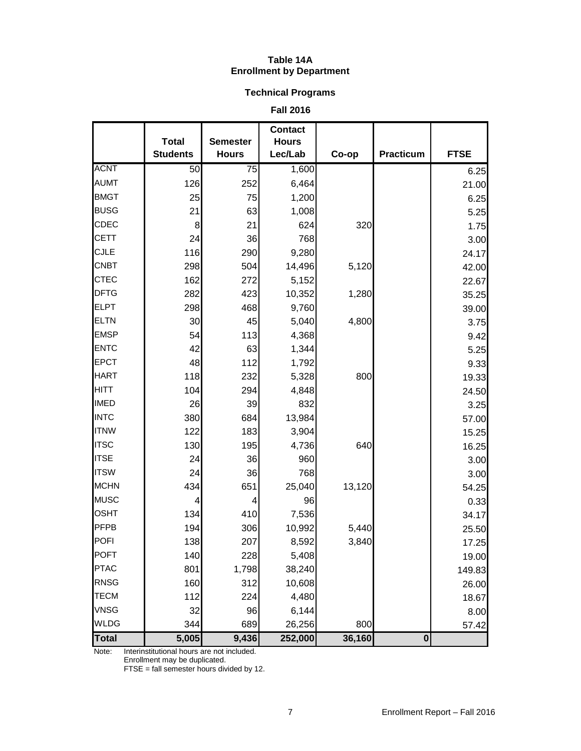**Table 14A**
**Enrollment by Department**

**Technical Programs**

**Fall 2016**

| | Total Students | Semester Hours | Contact Hours Lec/Lab | Co-op | Practicum | FTSE |
|---|---|---|---|---|---|---|
| ACNT | 50 | 75 | 1,600 | | | 6.25 |
| AUMT | 126 | 252 | 6,464 | | | 21.00 |
| BMGT | 25 | 75 | 1,200 | | | 6.25 |
| BUSG | 21 | 63 | 1,008 | | | 5.25 |
| CDEC | 8 | 21 | 624 | 320 | | 1.75 |
| CETT | 24 | 36 | 768 | | | 3.00 |
| CJLE | 116 | 290 | 9,280 | | | 24.17 |
| CNBT | 298 | 504 | 14,496 | 5,120 | | 42.00 |
| CTEC | 162 | 272 | 5,152 | | | 22.67 |
| DFTG | 282 | 423 | 10,352 | 1,280 | | 35.25 |
| ELPT | 298 | 468 | 9,760 | | | 39.00 |
| ELTN | 30 | 45 | 5,040 | 4,800 | | 3.75 |
| EMSP | 54 | 113 | 4,368 | | | 9.42 |
| ENTC | 42 | 63 | 1,344 | | | 5.25 |
| EPCT | 48 | 112 | 1,792 | | | 9.33 |
| HART | 118 | 232 | 5,328 | 800 | | 19.33 |
| HITT | 104 | 294 | 4,848 | | | 24.50 |
| IMED | 26 | 39 | 832 | | | 3.25 |
| INTC | 380 | 684 | 13,984 | | | 57.00 |
| ITNW | 122 | 183 | 3,904 | | | 15.25 |
| ITSC | 130 | 195 | 4,736 | 640 | | 16.25 |
| ITSE | 24 | 36 | 960 | | | 3.00 |
| ITSW | 24 | 36 | 768 | | | 3.00 |
| MCHN | 434 | 651 | 25,040 | 13,120 | | 54.25 |
| MUSC | 4 | 4 | 96 | | | 0.33 |
| OSHT | 134 | 410 | 7,536 | | | 34.17 |
| PFPB | 194 | 306 | 10,992 | 5,440 | | 25.50 |
| POFI | 138 | 207 | 8,592 | 3,840 | | 17.25 |
| POFT | 140 | 228 | 5,408 | | | 19.00 |
| PTAC | 801 | 1,798 | 38,240 | | | 149.83 |
| RNSG | 160 | 312 | 10,608 | | | 26.00 |
| TECM | 112 | 224 | 4,480 | | | 18.67 |
| VNSG | 32 | 96 | 6,144 | | | 8.00 |
| WLDG | 344 | 689 | 26,256 | 800 | | 57.42 |
| **Total** | **5,005** | **9,436** | **252,000** | **36,160** | **0** | |

Note: Interinstitutional hours are not included.
Enrollment may be duplicated.
FTSE = fall semester hours divided by 12.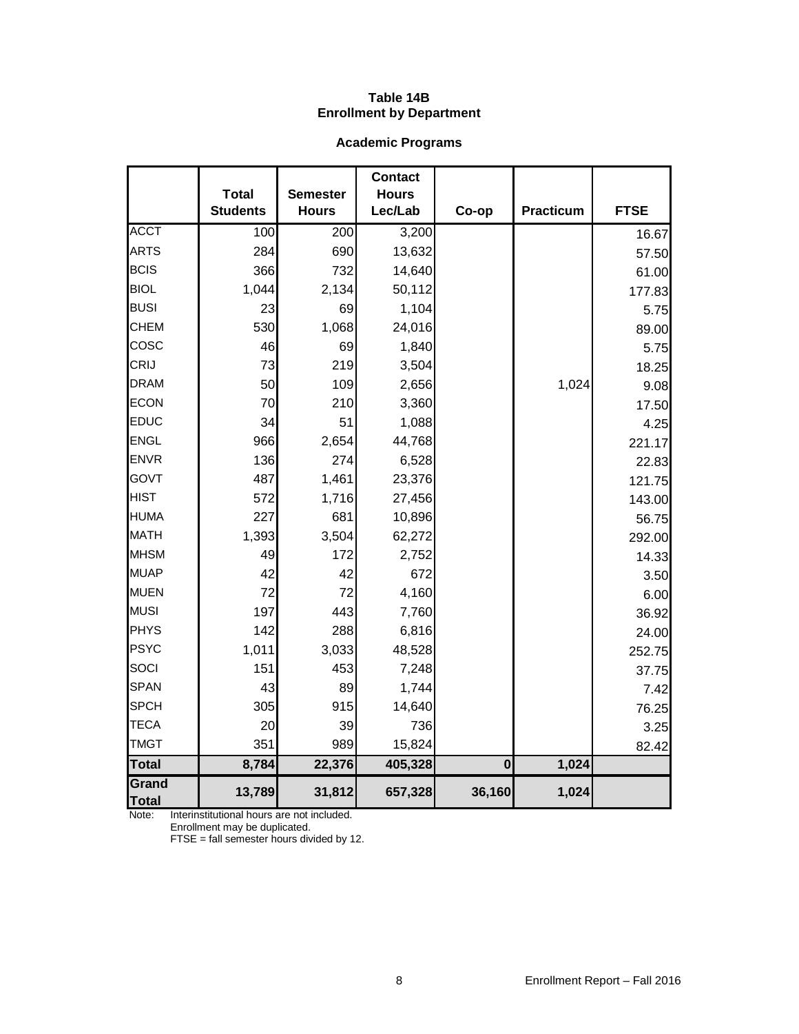**Table 14B**
**Enrollment by Department**

**Academic Programs**

| | Total Students | Semester Hours | Contact Hours Lec/Lab | Co-op | Practicum | FTSE |
|---|---|---|---|---|---|---|
| ACCT | 100 | 200 | 3,200 | | | 16.67 |
| ARTS | 284 | 690 | 13,632 | | | 57.50 |
| BCIS | 366 | 732 | 14,640 | | | 61.00 |
| BIOL | 1,044 | 2,134 | 50,112 | | | 177.83 |
| BUSI | 23 | 69 | 1,104 | | | 5.75 |
| CHEM | 530 | 1,068 | 24,016 | | | 89.00 |
| COSC | 46 | 69 | 1,840 | | | 5.75 |
| CRIJ | 73 | 219 | 3,504 | | | 18.25 |
| DRAM | 50 | 109 | 2,656 | | 1,024 | 9.08 |
| ECON | 70 | 210 | 3,360 | | | 17.50 |
| EDUC | 34 | 51 | 1,088 | | | 4.25 |
| ENGL | 966 | 2,654 | 44,768 | | | 221.17 |
| ENVR | 136 | 274 | 6,528 | | | 22.83 |
| GOVT | 487 | 1,461 | 23,376 | | | 121.75 |
| HIST | 572 | 1,716 | 27,456 | | | 143.00 |
| HUMA | 227 | 681 | 10,896 | | | 56.75 |
| MATH | 1,393 | 3,504 | 62,272 | | | 292.00 |
| MHSM | 49 | 172 | 2,752 | | | 14.33 |
| MUAP | 42 | 42 | 672 | | | 3.50 |
| MUEN | 72 | 72 | 4,160 | | | 6.00 |
| MUSI | 197 | 443 | 7,760 | | | 36.92 |
| PHYS | 142 | 288 | 6,816 | | | 24.00 |
| PSYC | 1,011 | 3,033 | 48,528 | | | 252.75 |
| SOCI | 151 | 453 | 7,248 | | | 37.75 |
| SPAN | 43 | 89 | 1,744 | | | 7.42 |
| SPCH | 305 | 915 | 14,640 | | | 76.25 |
| TECA | 20 | 39 | 736 | | | 3.25 |
| TMGT | 351 | 989 | 15,824 | | | 82.42 |
| **Total** | **8,784** | **22,376** | **405,328** | **0** | **1,024** | |
| **Grand Total** | **13,789** | **31,812** | **657,328** | **36,160** | **1,024** | |

Note: Interinstitutional hours are not included.
Enrollment may be duplicated.
FTSE = fall semester hours divided by 12.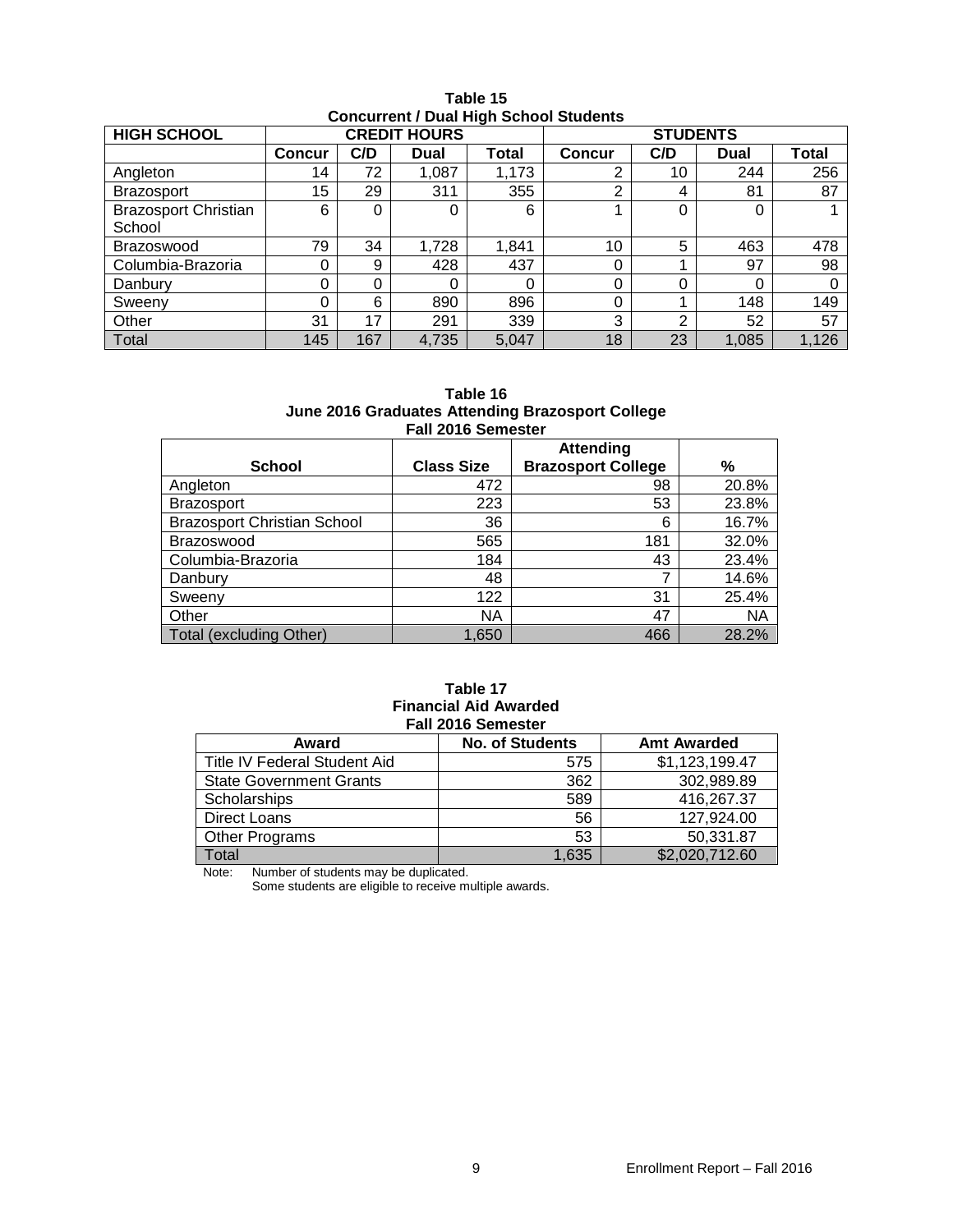**Table 15**
**Concurrent / Dual High School Students**

| HIGH SCHOOL | CREDIT HOURS | | | | STUDENTS | | | |
|---|---|---|---|---|---|---|---|---|
| | Concur | C/D | Dual | Total | Concur | C/D | Dual | Total |
| Angleton | 14 | 72 | 1,087 | 1,173 | 2 | 10 | 244 | 256 |
| Brazosport | 15 | 29 | 311 | 355 | 2 | 4 | 81 | 87 |
| Brazosport Christian School | 6 | 0 | 0 | 6 | 1 | 0 | 0 | 1 |
| Brazoswood | 79 | 34 | 1,728 | 1,841 | 10 | 5 | 463 | 478 |
| Columbia-Brazoria | 0 | 9 | 428 | 437 | 0 | 1 | 97 | 98 |
| Danbury | 0 | 0 | 0 | 0 | 0 | 0 | 0 | 0 |
| Sweeny | 0 | 6 | 890 | 896 | 0 | 1 | 148 | 149 |
| Other | 31 | 17 | 291 | 339 | 3 | 2 | 52 | 57 |
| Total | 145 | 167 | 4,735 | 5,047 | 18 | 23 | 1,085 | 1,126 |

**Table 16**
**June 2016 Graduates Attending Brazosport College**
**Fall 2016 Semester**

| School | Class Size | Attending Brazosport College | % |
|---|---|---|---|
| Angleton | 472 | 98 | 20.8% |
| Brazosport | 223 | 53 | 23.8% |
| Brazosport Christian School | 36 | 6 | 16.7% |
| Brazoswood | 565 | 181 | 32.0% |
| Columbia-Brazoria | 184 | 43 | 23.4% |
| Danbury | 48 | 7 | 14.6% |
| Sweeny | 122 | 31 | 25.4% |
| Other | NA | 47 | NA |
| Total (excluding Other) | 1,650 | 466 | 28.2% |

**Table 17**
**Financial Aid Awarded**
**Fall 2016 Semester**

| Award | No. of Students | Amt Awarded |
|---|---|---|
| Title IV Federal Student Aid | 575 | $1,123,199.47 |
| State Government Grants | 362 | 302,989.89 |
| Scholarships | 589 | 416,267.37 |
| Direct Loans | 56 | 127,924.00 |
| Other Programs | 53 | 50,331.87 |
| Total | 1,635 | $2,020,712.60 |

Note: Number of students may be duplicated.
Some students are eligible to receive multiple awards.